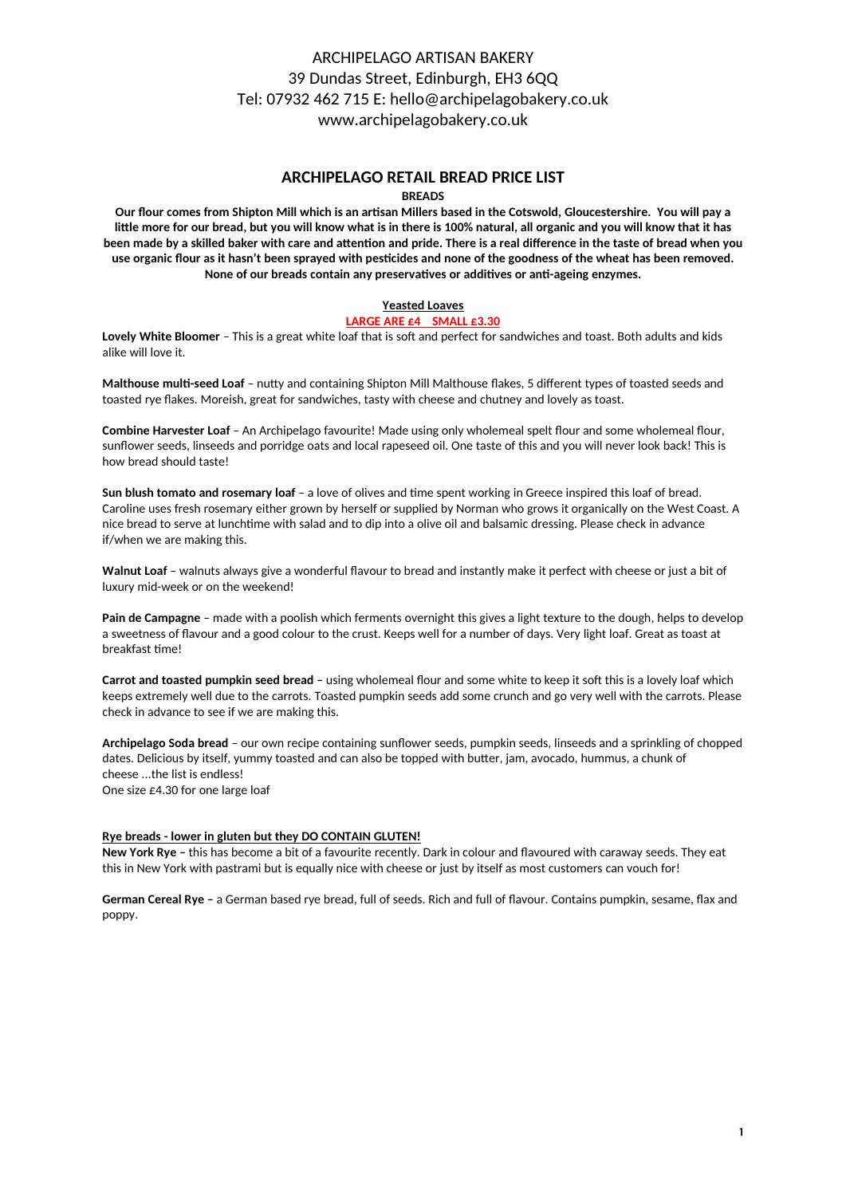ARCHIPELAGO ARTISAN BAKERY
39 Dundas Street, Edinburgh, EH3 6QQ
Tel: 07932 462 715 E: hello@archipelagobakery.co.uk
www.archipelagobakery.co.uk

# ARCHIPELAGO RETAIL BREAD PRICE LIST

**BREADS**

**Our flour comes from Shipton Mill which is an artisan Millers based in the Cotswold, Gloucestershire. You will pay a little more for our bread, but you will know what is in there is 100% natural, all organic and you will know that it has been made by a skilled baker with care and attention and pride. There is a real difference in the taste of bread when you use organic flour as it hasn't been sprayed with pesticides and none of the goodness of the wheat has been removed. None of our breads contain any preservatives or additives or anti-ageing enzymes.**

## Yeasted Loaves

**LARGE ARE £4 SMALL £3.30**

**Lovely White Bloomer** – This is a great white loaf that is soft and perfect for sandwiches and toast. Both adults and kids alike will love it.

**Malthouse multi-seed Loaf** – nutty and containing Shipton Mill Malthouse flakes, 5 different types of toasted seeds and toasted rye flakes. Moreish, great for sandwiches, tasty with cheese and chutney and lovely as toast.

**Combine Harvester Loaf** – An Archipelago favourite! Made using only wholemeal spelt flour and some wholemeal flour, sunflower seeds, linseeds and porridge oats and local rapeseed oil. One taste of this and you will never look back! This is how bread should taste!

**Sun blush tomato and rosemary loaf** – a love of olives and time spent working in Greece inspired this loaf of bread. Caroline uses fresh rosemary either grown by herself or supplied by Norman who grows it organically on the West Coast. A nice bread to serve at lunchtime with salad and to dip into a olive oil and balsamic dressing. Please check in advance if/when we are making this.

**Walnut Loaf** – walnuts always give a wonderful flavour to bread and instantly make it perfect with cheese or just a bit of luxury mid-week or on the weekend!

**Pain de Campagne** – made with a poolish which ferments overnight this gives a light texture to the dough, helps to develop a sweetness of flavour and a good colour to the crust. Keeps well for a number of days. Very light loaf. Great as toast at breakfast time!

**Carrot and toasted pumpkin seed bread –** using wholemeal flour and some white to keep it soft this is a lovely loaf which keeps extremely well due to the carrots. Toasted pumpkin seeds add some crunch and go very well with the carrots. Please check in advance to see if we are making this.

**Archipelago Soda bread** – our own recipe containing sunflower seeds, pumpkin seeds, linseeds and a sprinkling of chopped dates. Delicious by itself, yummy toasted and can also be topped with butter, jam, avocado, hummus, a chunk of cheese …the list is endless!
One size £4.30 for one large loaf

## Rye breads - lower in gluten but they DO CONTAIN GLUTEN!

**New York Rye –** this has become a bit of a favourite recently. Dark in colour and flavoured with caraway seeds. They eat this in New York with pastrami but is equally nice with cheese or just by itself as most customers can vouch for!

**German Cereal Rye –** a German based rye bread, full of seeds. Rich and full of flavour. Contains pumpkin, sesame, flax and poppy.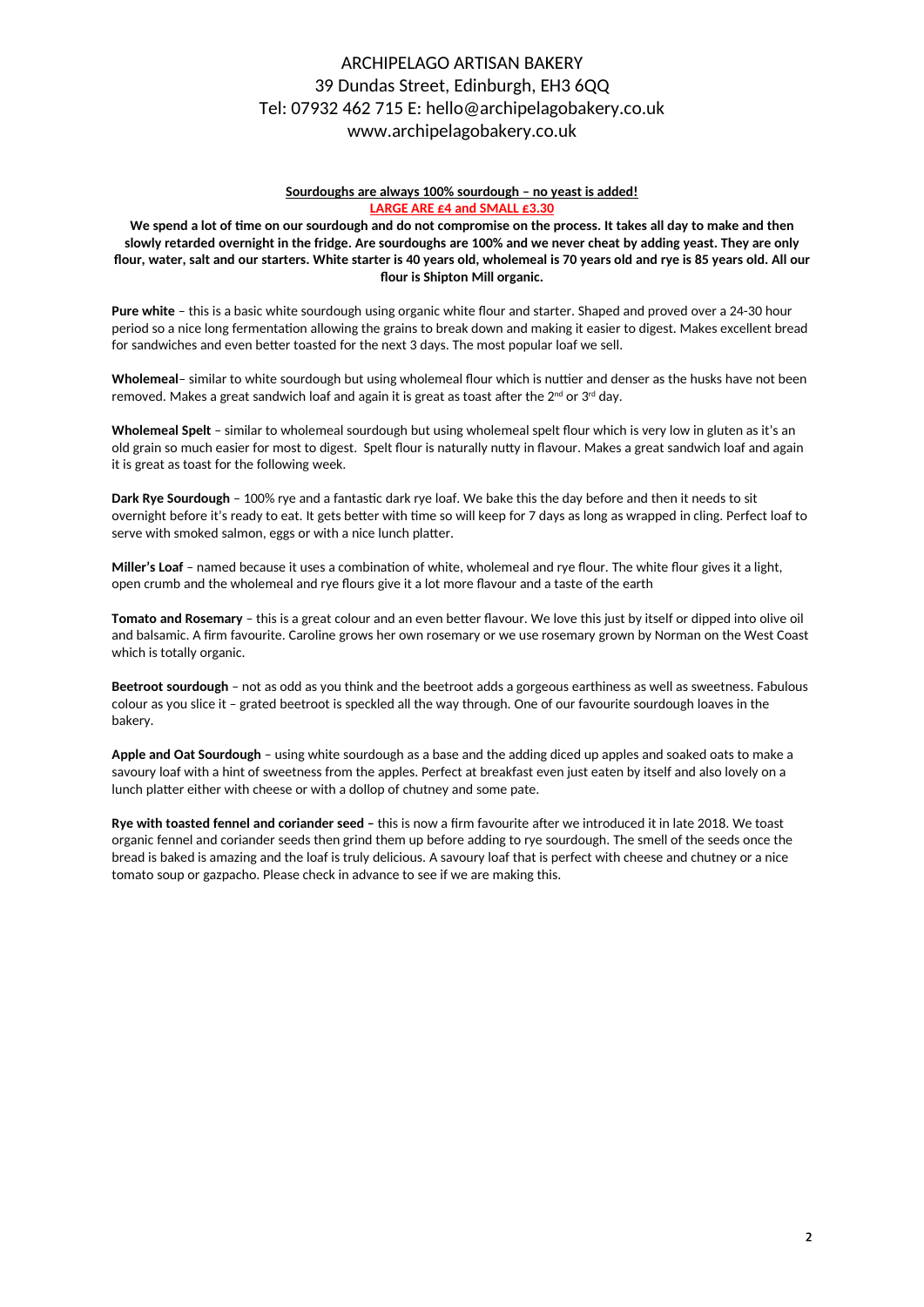ARCHIPELAGO ARTISAN BAKERY
39 Dundas Street, Edinburgh, EH3 6QQ
Tel: 07932 462 715 E: hello@archipelagobakery.co.uk
www.archipelagobakery.co.uk

**Sourdoughs are always 100% sourdough – no yeast is added!**
**LARGE ARE £4 and SMALL £3.30**

**We spend a lot of time on our sourdough and do not compromise on the process. It takes all day to make and then slowly retarded overnight in the fridge. Are sourdoughs are 100% and we never cheat by adding yeast. They are only flour, water, salt and our starters. White starter is 40 years old, wholemeal is 70 years old and rye is 85 years old. All our flour is Shipton Mill organic.**

**Pure white** – this is a basic white sourdough using organic white flour and starter. Shaped and proved over a 24-30 hour period so a nice long fermentation allowing the grains to break down and making it easier to digest. Makes excellent bread for sandwiches and even better toasted for the next 3 days. The most popular loaf we sell.

**Wholemeal**– similar to white sourdough but using wholemeal flour which is nuttier and denser as the husks have not been removed. Makes a great sandwich loaf and again it is great as toast after the 2nd or 3rd day.

**Wholemeal Spelt** – similar to wholemeal sourdough but using wholemeal spelt flour which is very low in gluten as it's an old grain so much easier for most to digest. Spelt flour is naturally nutty in flavour. Makes a great sandwich loaf and again it is great as toast for the following week.

**Dark Rye Sourdough** – 100% rye and a fantastic dark rye loaf. We bake this the day before and then it needs to sit overnight before it's ready to eat. It gets better with time so will keep for 7 days as long as wrapped in cling. Perfect loaf to serve with smoked salmon, eggs or with a nice lunch platter.

**Miller's Loaf** – named because it uses a combination of white, wholemeal and rye flour. The white flour gives it a light, open crumb and the wholemeal and rye flours give it a lot more flavour and a taste of the earth

**Tomato and Rosemary** – this is a great colour and an even better flavour. We love this just by itself or dipped into olive oil and balsamic. A firm favourite. Caroline grows her own rosemary or we use rosemary grown by Norman on the West Coast which is totally organic.

**Beetroot sourdough** – not as odd as you think and the beetroot adds a gorgeous earthiness as well as sweetness. Fabulous colour as you slice it – grated beetroot is speckled all the way through. One of our favourite sourdough loaves in the bakery.

**Apple and Oat Sourdough** – using white sourdough as a base and the adding diced up apples and soaked oats to make a savoury loaf with a hint of sweetness from the apples. Perfect at breakfast even just eaten by itself and also lovely on a lunch platter either with cheese or with a dollop of chutney and some pate.

**Rye with toasted fennel and coriander seed –** this is now a firm favourite after we introduced it in late 2018. We toast organic fennel and coriander seeds then grind them up before adding to rye sourdough. The smell of the seeds once the bread is baked is amazing and the loaf is truly delicious. A savoury loaf that is perfect with cheese and chutney or a nice tomato soup or gazpacho. Please check in advance to see if we are making this.